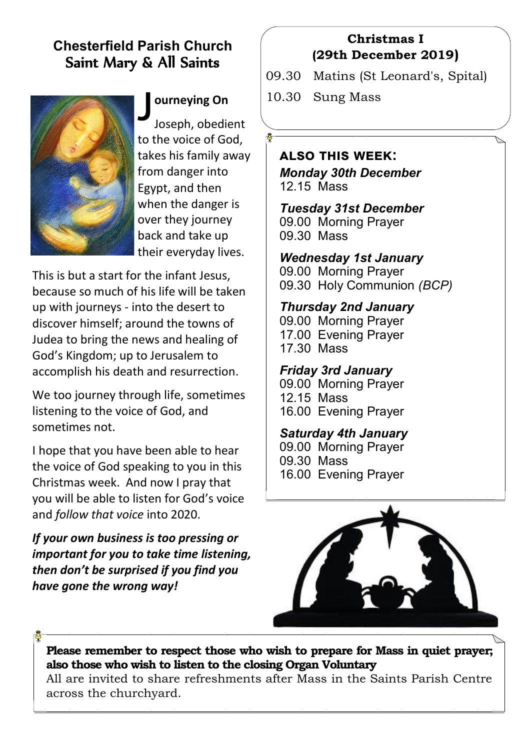# Chesterfield Parish Church
## Saint Mary & All Saints

### Journeying On

Joseph, obedient to the voice of God, takes his family away from danger into Egypt, and then when the danger is over they journey back and take up their everyday lives.

This is but a start for the infant Jesus, because so much of his life will be taken up with journeys - into the desert to discover himself; around the towns of Judea to bring the news and healing of God's Kingdom; up to Jerusalem to accomplish his death and resurrection.

We too journey through life, sometimes listening to the voice of God, and sometimes not.

I hope that you have been able to hear the voice of God speaking to you in this Christmas week. And now I pray that you will be able to listen for God's voice and *follow that voice* into 2020.

***If your own business is too pressing or important for you to take time listening, then don't be surprised if you find you have gone the wrong way!***

**Christmas I**
**(29th December 2019)**

09.30 Matins (St Leonard's, Spital)
10.30 Sung Mass

**ALSO THIS WEEK:**

***Monday 30th December***
12.15 Mass

***Tuesday 31st December***
09.00 Morning Prayer
09.30 Mass

***Wednesday 1st January***
09.00 Morning Prayer
09.30 Holy Communion *(BCP)*

***Thursday 2nd January***
09.00 Morning Prayer
17.00 Evening Prayer
17.30 Mass

***Friday 3rd January***
09.00 Morning Prayer
12.15 Mass
16.00 Evening Prayer

***Saturday 4th January***
09.00 Morning Prayer
09.30 Mass
16.00 Evening Prayer

**Please remember to respect those who wish to prepare for Mass in quiet prayer; also those who wish to listen to the closing Organ Voluntary**
All are invited to share refreshments after Mass in the Saints Parish Centre across the churchyard.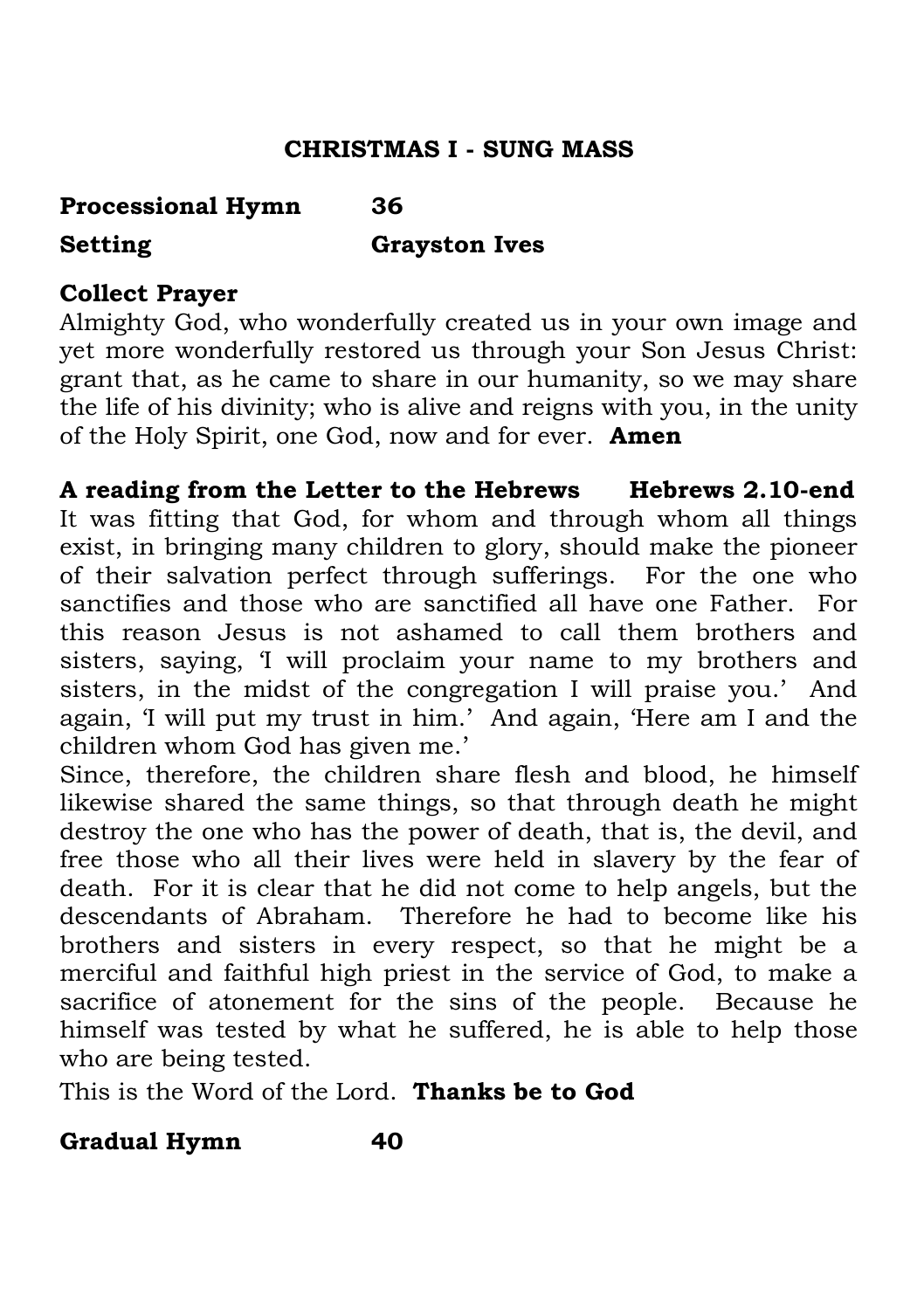## CHRISTMAS I - SUNG MASS

**Processional Hymn** **36**

**Setting** **Grayston Ives**

**Collect Prayer**

Almighty God, who wonderfully created us in your own image and yet more wonderfully restored us through your Son Jesus Christ: grant that, as he came to share in our humanity, so we may share the life of his divinity; who is alive and reigns with you, in the unity of the Holy Spirit, one God, now and for ever. **Amen**

**A reading from the Letter to the Hebrews** **Hebrews 2.10-end**

It was fitting that God, for whom and through whom all things exist, in bringing many children to glory, should make the pioneer of their salvation perfect through sufferings. For the one who sanctifies and those who are sanctified all have one Father. For this reason Jesus is not ashamed to call them brothers and sisters, saying, 'I will proclaim your name to my brothers and sisters, in the midst of the congregation I will praise you.' And again, 'I will put my trust in him.' And again, 'Here am I and the children whom God has given me.'

Since, therefore, the children share flesh and blood, he himself likewise shared the same things, so that through death he might destroy the one who has the power of death, that is, the devil, and free those who all their lives were held in slavery by the fear of death. For it is clear that he did not come to help angels, but the descendants of Abraham. Therefore he had to become like his brothers and sisters in every respect, so that he might be a merciful and faithful high priest in the service of God, to make a sacrifice of atonement for the sins of the people. Because he himself was tested by what he suffered, he is able to help those who are being tested.

This is the Word of the Lord. **Thanks be to God**

**Gradual Hymn** **40**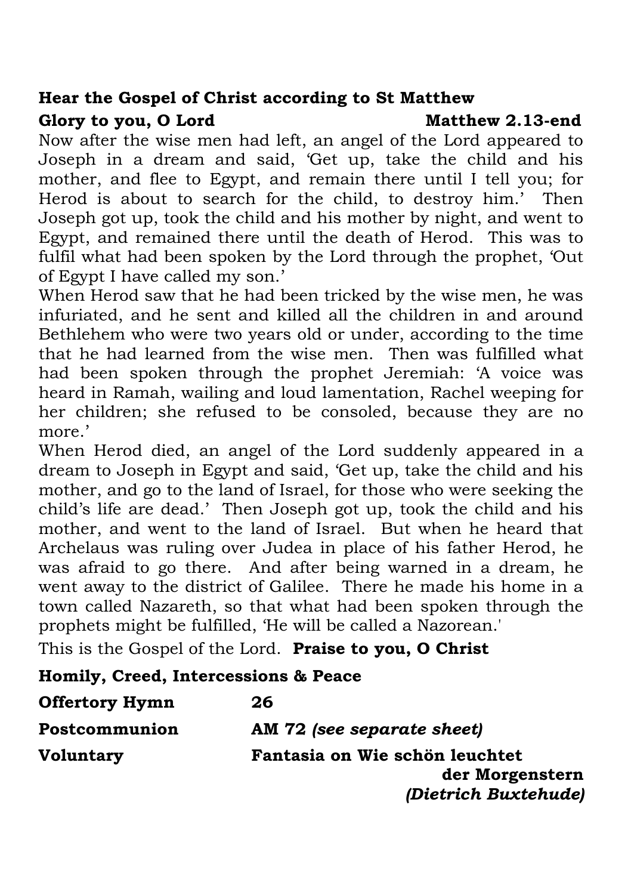**Hear the Gospel of Christ according to St Matthew**

**Glory to you, O Lord** **Matthew 2.13-end**

Now after the wise men had left, an angel of the Lord appeared to Joseph in a dream and said, 'Get up, take the child and his mother, and flee to Egypt, and remain there until I tell you; for Herod is about to search for the child, to destroy him.' Then Joseph got up, took the child and his mother by night, and went to Egypt, and remained there until the death of Herod. This was to fulfil what had been spoken by the Lord through the prophet, 'Out of Egypt I have called my son.'

When Herod saw that he had been tricked by the wise men, he was infuriated, and he sent and killed all the children in and around Bethlehem who were two years old or under, according to the time that he had learned from the wise men. Then was fulfilled what had been spoken through the prophet Jeremiah: 'A voice was heard in Ramah, wailing and loud lamentation, Rachel weeping for her children; she refused to be consoled, because they are no more.'

When Herod died, an angel of the Lord suddenly appeared in a dream to Joseph in Egypt and said, 'Get up, take the child and his mother, and go to the land of Israel, for those who were seeking the child's life are dead.' Then Joseph got up, took the child and his mother, and went to the land of Israel. But when he heard that Archelaus was ruling over Judea in place of his father Herod, he was afraid to go there. And after being warned in a dream, he went away to the district of Galilee. There he made his home in a town called Nazareth, so that what had been spoken through the prophets might be fulfilled, 'He will be called a Nazorean.'

This is the Gospel of the Lord. **Praise to you, O Christ**

**Homily, Creed, Intercessions & Peace**

**Offertory Hymn** **26**

**Postcommunion** **AM 72** ***(see separate sheet)***

**Voluntary** **Fantasia on Wie schön leuchtet der Morgenstern**
***(Dietrich Buxtehude)***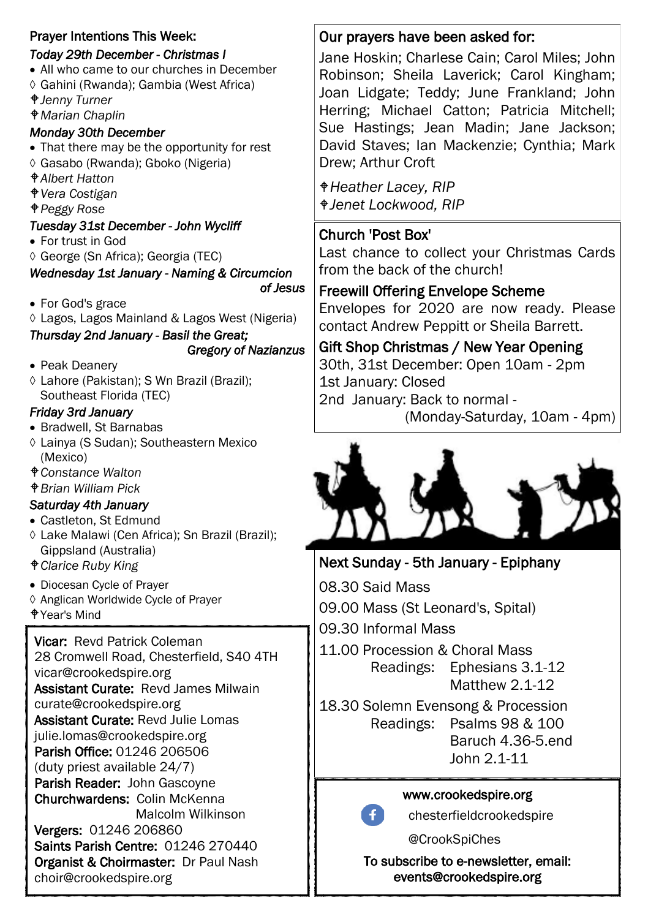## Prayer Intentions This Week:

### *Today 29th December - Christmas I*

- All who came to our churches in December
- ◊ Gahini (Rwanda); Gambia (West Africa)
- ✟ *Jenny Turner*
- ✟ *Marian Chaplin*

### *Monday 30th December*

- That there may be the opportunity for rest
- ◊ Gasabo (Rwanda); Gboko (Nigeria)
- ✟ *Albert Hatton*
- ✟ *Vera Costigan*
- ✟ *Peggy Rose*

### *Tuesday 31st December - John Wycliff*

- For trust in God
- ◊ George (Sn Africa); Georgia (TEC)

### *Wednesday 1st January - Naming & Circumcion of Jesus*

- For God's grace
- ◊ Lagos, Lagos Mainland & Lagos West (Nigeria)

### *Thursday 2nd January - Basil the Great; Gregory of Nazianzus*

- Peak Deanery
- ◊ Lahore (Pakistan); S Wn Brazil (Brazil); Southeast Florida (TEC)

### *Friday 3rd January*

- Bradwell, St Barnabas
- ◊ Lainya (S Sudan); Southeastern Mexico (Mexico)
- ✟ *Constance Walton*
- ✟ *Brian William Pick*

### *Saturday 4th January*

- Castleton, St Edmund
- ◊ Lake Malawi (Cen Africa); Sn Brazil (Brazil); Gippsland (Australia)
- ✟ *Clarice Ruby King*

- Diocesan Cycle of Prayer
- ◊ Anglican Worldwide Cycle of Prayer
- ✟ Year's Mind

**Vicar:** Revd Patrick Coleman
28 Cromwell Road, Chesterfield, S40 4TH
vicar@crookedspire.org
**Assistant Curate:** Revd James Milwain
curate@crookedspire.org
**Assistant Curate:** Revd Julie Lomas
julie.lomas@crookedspire.org
**Parish Office:** 01246 206506
(duty priest available 24/7)
**Parish Reader:** John Gascoyne
**Churchwardens:** Colin McKenna
Malcolm Wilkinson
**Vergers:** 01246 206860
**Saints Parish Centre:** 01246 270440
**Organist & Choirmaster:** Dr Paul Nash
choir@crookedspire.org

## Our prayers have been asked for:

Jane Hoskin; Charlese Cain; Carol Miles; John Robinson; Sheila Laverick; Carol Kingham; Joan Lidgate; Teddy; June Frankland; John Herring; Michael Catton; Patricia Mitchell; Sue Hastings; Jean Madin; Jane Jackson; David Staves; Ian Mackenzie; Cynthia; Mark Drew; Arthur Croft

✟ *Heather Lacey, RIP*
✟ *Jenet Lockwood, RIP*

## Church 'Post Box'

Last chance to collect your Christmas Cards from the back of the church!

## Freewill Offering Envelope Scheme

Envelopes for 2020 are now ready. Please contact Andrew Peppitt or Sheila Barrett.

## Gift Shop Christmas / New Year Opening

30th, 31st December: Open 10am - 2pm
1st January: Closed
2nd January: Back to normal - (Monday-Saturday, 10am - 4pm)

## Next Sunday - 5th January - Epiphany

08.30 Said Mass

09.00 Mass (St Leonard's, Spital)

09.30 Informal Mass

11.00 Procession & Choral Mass
Readings: Ephesians 3.1-12
Matthew 2.1-12

18.30 Solemn Evensong & Procession
Readings: Psalms 98 & 100
Baruch 4.36-5.end
John 2.1-11

**www.crookedspire.org**

chesterfieldcrookedspire

@CrookSpiChes

**To subscribe to e-newsletter, email: events@crookedspire.org**